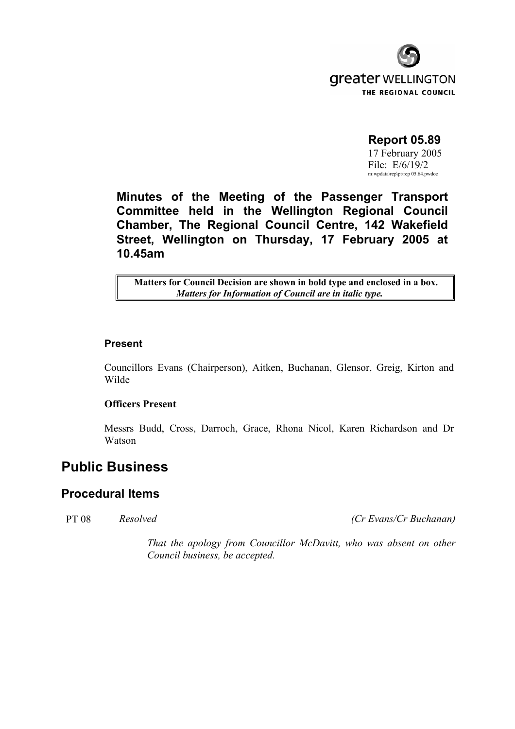greater WELLINGTON
THE REGIONAL COUNCIL

**Report 05.89**
17 February 2005
File: E/6/19/2
m:wpdata\rep\pt\rep 05.64.pwdoc

**Minutes of the Meeting of the Passenger Transport Committee held in the Wellington Regional Council Chamber, The Regional Council Centre, 142 Wakefield Street, Wellington on Thursday, 17 February 2005 at 10.45am**

| **Matters for Council Decision are shown in bold type and enclosed in a box.** *Matters for Information of Council are in italic type.* |
|---|

### Present

Councillors Evans (Chairperson), Aitken, Buchanan, Glensor, Greig, Kirton and Wilde

**Officers Present**

Messrs Budd, Cross, Darroch, Grace, Rhona Nicol, Karen Richardson and Dr Watson

# Public Business

## Procedural Items

PT 08 *Resolved* *(Cr Evans/Cr Buchanan)*

*That the apology from Councillor McDavitt, who was absent on other Council business, be accepted.*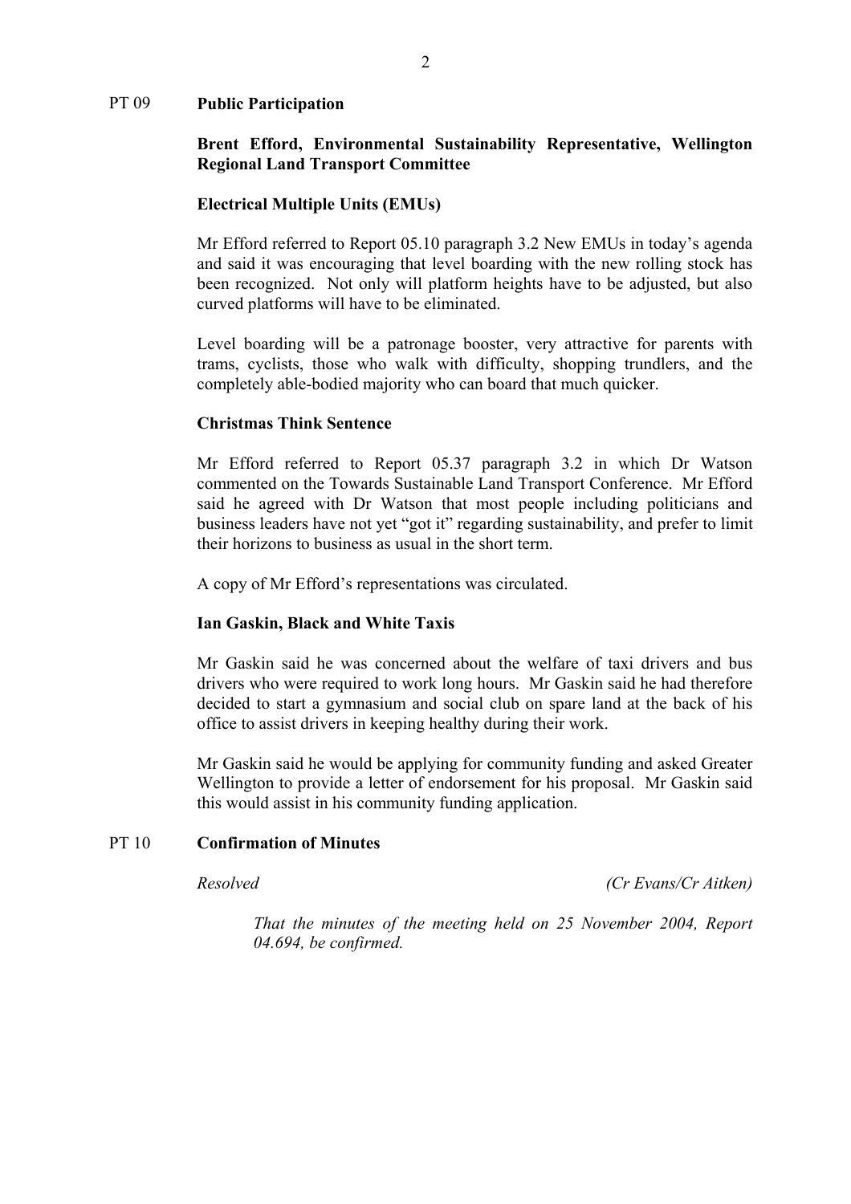## PT 09 Public Participation

**Brent Efford, Environmental Sustainability Representative, Wellington Regional Land Transport Committee**

**Electrical Multiple Units (EMUs)**

Mr Efford referred to Report 05.10 paragraph 3.2 New EMUs in today's agenda and said it was encouraging that level boarding with the new rolling stock has been recognized. Not only will platform heights have to be adjusted, but also curved platforms will have to be eliminated.

Level boarding will be a patronage booster, very attractive for parents with trams, cyclists, those who walk with difficulty, shopping trundlers, and the completely able-bodied majority who can board that much quicker.

**Christmas Think Sentence**

Mr Efford referred to Report 05.37 paragraph 3.2 in which Dr Watson commented on the Towards Sustainable Land Transport Conference. Mr Efford said he agreed with Dr Watson that most people including politicians and business leaders have not yet "got it" regarding sustainability, and prefer to limit their horizons to business as usual in the short term.

A copy of Mr Efford's representations was circulated.

**Ian Gaskin, Black and White Taxis**

Mr Gaskin said he was concerned about the welfare of taxi drivers and bus drivers who were required to work long hours. Mr Gaskin said he had therefore decided to start a gymnasium and social club on spare land at the back of his office to assist drivers in keeping healthy during their work.

Mr Gaskin said he would be applying for community funding and asked Greater Wellington to provide a letter of endorsement for his proposal. Mr Gaskin said this would assist in his community funding application.

## PT 10 Confirmation of Minutes

*Resolved* *(Cr Evans/Cr Aitken)*

*That the minutes of the meeting held on 25 November 2004, Report 04.694, be confirmed.*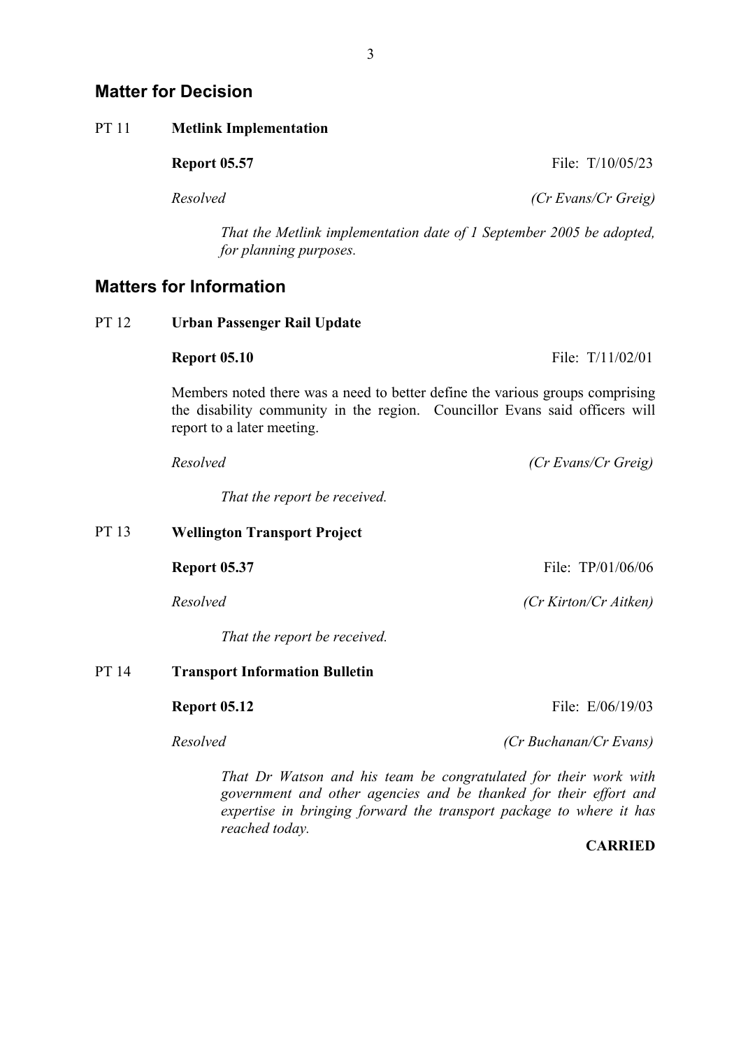## Matter for Decision

PT 11 **Metlink Implementation**

**Report 05.57** File: T/10/05/23

*Resolved* *(Cr Evans/Cr Greig)*

*That the Metlink implementation date of 1 September 2005 be adopted, for planning purposes.*

## Matters for Information

PT 12 **Urban Passenger Rail Update**

**Report 05.10** File: T/11/02/01

Members noted there was a need to better define the various groups comprising the disability community in the region. Councillor Evans said officers will report to a later meeting.

*Resolved* *(Cr Evans/Cr Greig)*

*That the report be received.*

PT 13 **Wellington Transport Project**

**Report 05.37** File: TP/01/06/06

*Resolved* *(Cr Kirton/Cr Aitken)*

*That the report be received.*

PT 14 **Transport Information Bulletin**

**Report 05.12** File: E/06/19/03

*Resolved* *(Cr Buchanan/Cr Evans)*

*That Dr Watson and his team be congratulated for their work with government and other agencies and be thanked for their effort and expertise in bringing forward the transport package to where it has reached today.*

**CARRIED**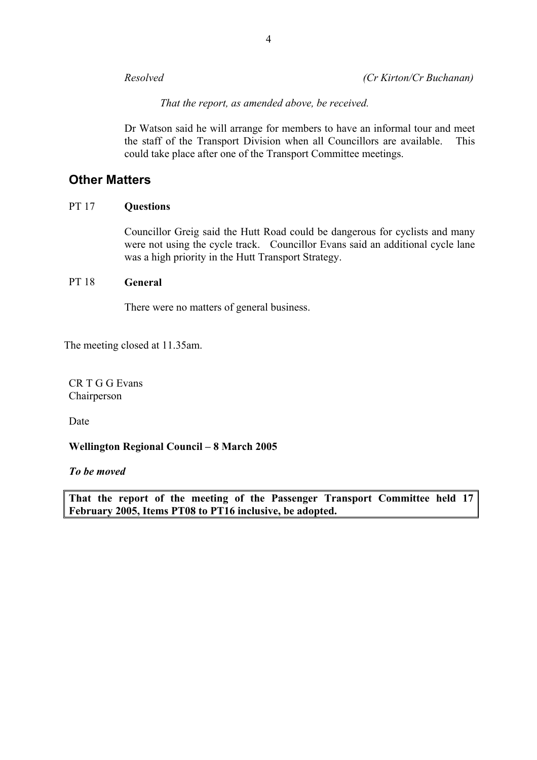*Resolved* *(Cr Kirton/Cr Buchanan)*

*That the report, as amended above, be received.*

Dr Watson said he will arrange for members to have an informal tour and meet the staff of the Transport Division when all Councillors are available. This could take place after one of the Transport Committee meetings.

## Other Matters

PT 17 **Questions**

Councillor Greig said the Hutt Road could be dangerous for cyclists and many were not using the cycle track. Councillor Evans said an additional cycle lane was a high priority in the Hutt Transport Strategy.

PT 18 **General**

There were no matters of general business.

The meeting closed at 11.35am.

CR T G G Evans
Chairperson

Date

**Wellington Regional Council – 8 March 2005**

***To be moved***

**That the report of the meeting of the Passenger Transport Committee held 17 February 2005, Items PT08 to PT16 inclusive, be adopted.**